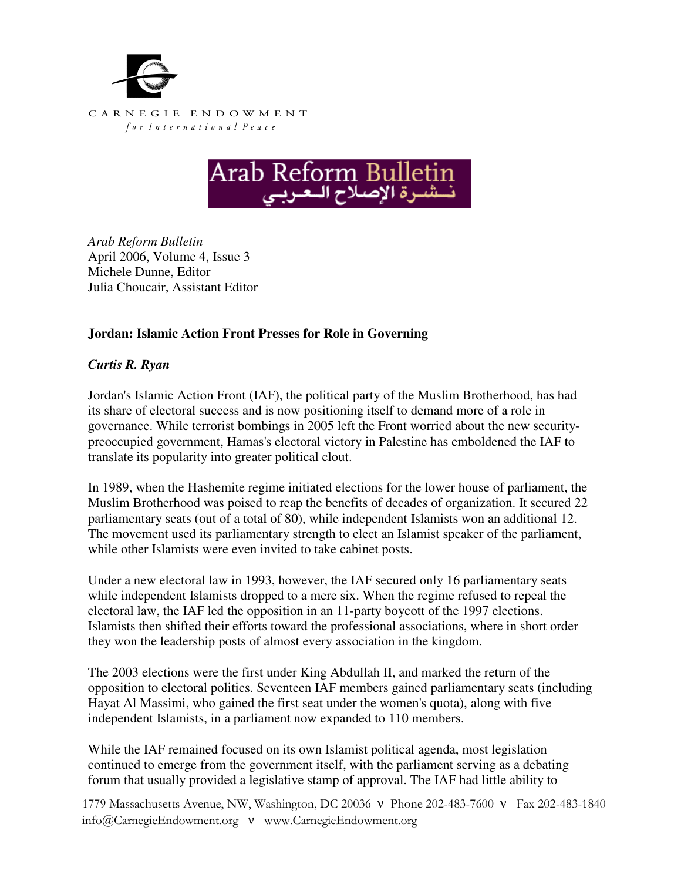CARNEGIE ENDOWMENT
*for International Peace*

Arab Reform Bulletin
نشرة الإصلاح العربي

*Arab Reform Bulletin*
April 2006, Volume 4, Issue 3
Michele Dunne, Editor
Julia Choucair, Assistant Editor

**Jordan: Islamic Action Front Presses for Role in Governing**

***Curtis R. Ryan***

Jordan's Islamic Action Front (IAF), the political party of the Muslim Brotherhood, has had its share of electoral success and is now positioning itself to demand more of a role in governance. While terrorist bombings in 2005 left the Front worried about the new security-preoccupied government, Hamas's electoral victory in Palestine has emboldened the IAF to translate its popularity into greater political clout.

In 1989, when the Hashemite regime initiated elections for the lower house of parliament, the Muslim Brotherhood was poised to reap the benefits of decades of organization. It secured 22 parliamentary seats (out of a total of 80), while independent Islamists won an additional 12. The movement used its parliamentary strength to elect an Islamist speaker of the parliament, while other Islamists were even invited to take cabinet posts.

Under a new electoral law in 1993, however, the IAF secured only 16 parliamentary seats while independent Islamists dropped to a mere six. When the regime refused to repeal the electoral law, the IAF led the opposition in an 11-party boycott of the 1997 elections. Islamists then shifted their efforts toward the professional associations, where in short order they won the leadership posts of almost every association in the kingdom.

The 2003 elections were the first under King Abdullah II, and marked the return of the opposition to electoral politics. Seventeen IAF members gained parliamentary seats (including Hayat Al Massimi, who gained the first seat under the women's quota), along with five independent Islamists, in a parliament now expanded to 110 members.

While the IAF remained focused on its own Islamist political agenda, most legislation continued to emerge from the government itself, with the parliament serving as a debating forum that usually provided a legislative stamp of approval. The IAF had little ability to

1779 Massachusetts Avenue, NW, Washington, DC 20036 ν Phone 202-483-7600 ν Fax 202-483-1840
info@CarnegieEndowment.org ν www.CarnegieEndowment.org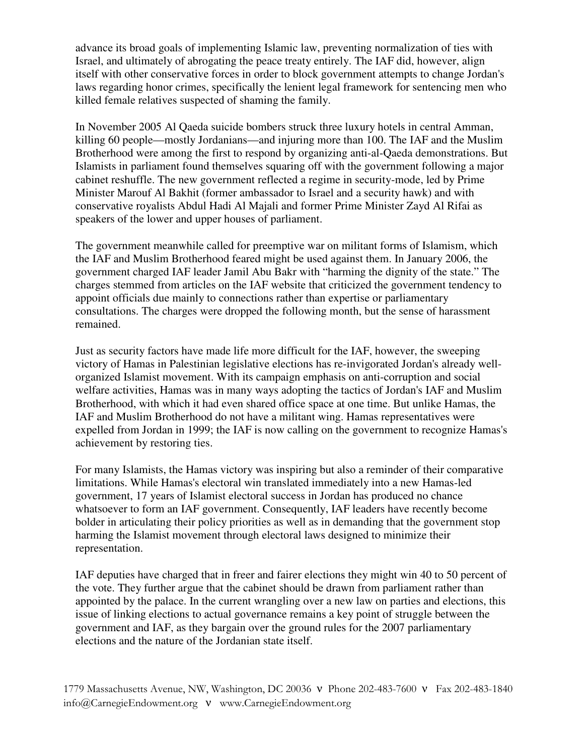advance its broad goals of implementing Islamic law, preventing normalization of ties with Israel, and ultimately of abrogating the peace treaty entirely. The IAF did, however, align itself with other conservative forces in order to block government attempts to change Jordan's laws regarding honor crimes, specifically the lenient legal framework for sentencing men who killed female relatives suspected of shaming the family.

In November 2005 Al Qaeda suicide bombers struck three luxury hotels in central Amman, killing 60 people—mostly Jordanians—and injuring more than 100. The IAF and the Muslim Brotherhood were among the first to respond by organizing anti-al-Qaeda demonstrations. But Islamists in parliament found themselves squaring off with the government following a major cabinet reshuffle. The new government reflected a regime in security-mode, led by Prime Minister Marouf Al Bakhit (former ambassador to Israel and a security hawk) and with conservative royalists Abdul Hadi Al Majali and former Prime Minister Zayd Al Rifai as speakers of the lower and upper houses of parliament.

The government meanwhile called for preemptive war on militant forms of Islamism, which the IAF and Muslim Brotherhood feared might be used against them. In January 2006, the government charged IAF leader Jamil Abu Bakr with "harming the dignity of the state." The charges stemmed from articles on the IAF website that criticized the government tendency to appoint officials due mainly to connections rather than expertise or parliamentary consultations. The charges were dropped the following month, but the sense of harassment remained.

Just as security factors have made life more difficult for the IAF, however, the sweeping victory of Hamas in Palestinian legislative elections has re-invigorated Jordan's already well-organized Islamist movement. With its campaign emphasis on anti-corruption and social welfare activities, Hamas was in many ways adopting the tactics of Jordan's IAF and Muslim Brotherhood, with which it had even shared office space at one time. But unlike Hamas, the IAF and Muslim Brotherhood do not have a militant wing. Hamas representatives were expelled from Jordan in 1999; the IAF is now calling on the government to recognize Hamas's achievement by restoring ties.

For many Islamists, the Hamas victory was inspiring but also a reminder of their comparative limitations. While Hamas's electoral win translated immediately into a new Hamas-led government, 17 years of Islamist electoral success in Jordan has produced no chance whatsoever to form an IAF government. Consequently, IAF leaders have recently become bolder in articulating their policy priorities as well as in demanding that the government stop harming the Islamist movement through electoral laws designed to minimize their representation.

IAF deputies have charged that in freer and fairer elections they might win 40 to 50 percent of the vote. They further argue that the cabinet should be drawn from parliament rather than appointed by the palace. In the current wrangling over a new law on parties and elections, this issue of linking elections to actual governance remains a key point of struggle between the government and IAF, as they bargain over the ground rules for the 2007 parliamentary elections and the nature of the Jordanian state itself.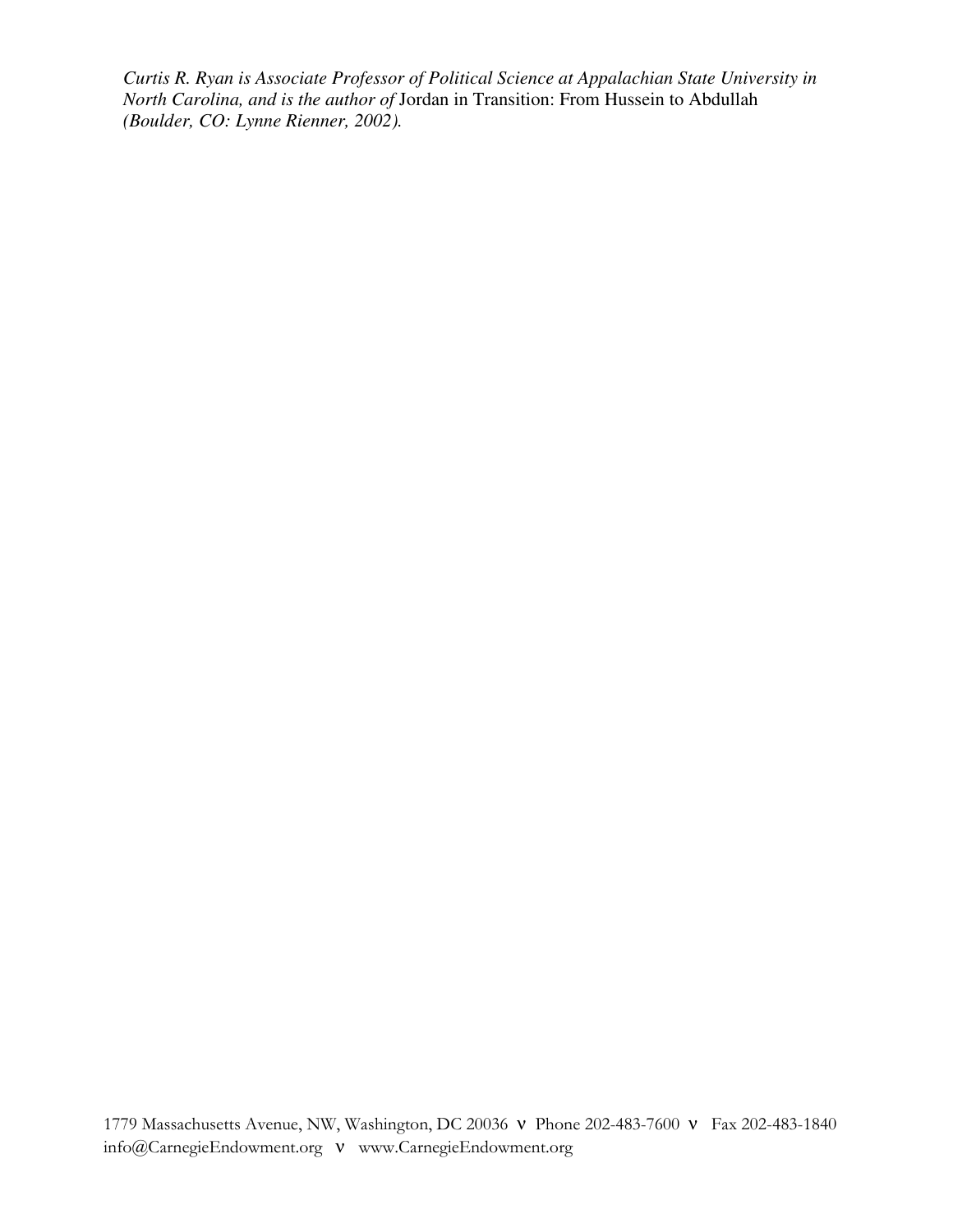*Curtis R. Ryan is Associate Professor of Political Science at Appalachian State University in North Carolina, and is the author of* Jordan in Transition: From Hussein to Abdullah *(Boulder, CO: Lynne Rienner, 2002).*

1779 Massachusetts Avenue, NW, Washington, DC 20036 ν Phone 202-483-7600 ν Fax 202-483-1840
info@CarnegieEndowment.org ν www.CarnegieEndowment.org